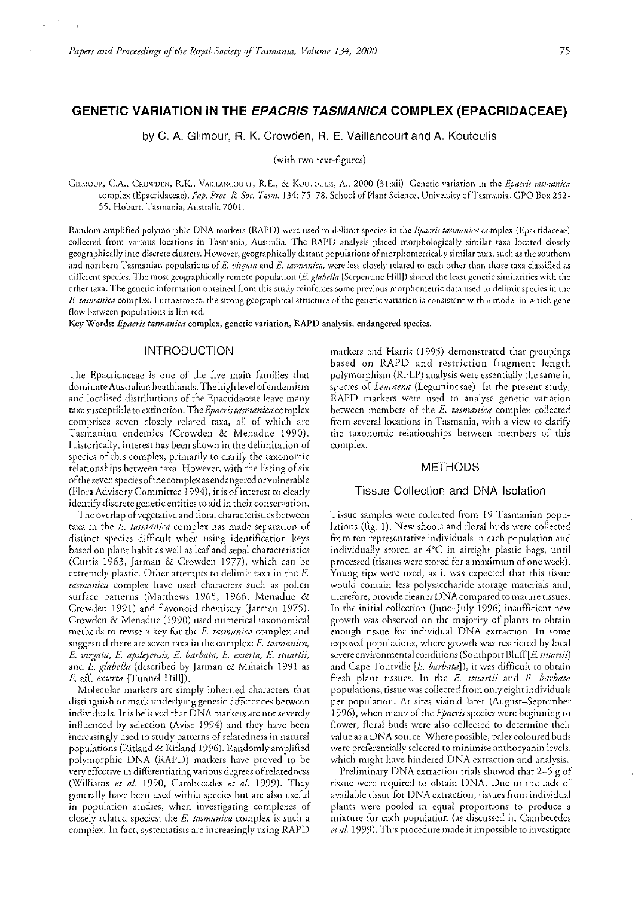# GENETIC VARIATION IN THE *EPACRIS TASMANICA* COMPLEX (EPACRIDACEAE)

by C. A. Gilmour, R. K. Crowden, R. E. Vaillancourt and A. Koutoulis

(with two text-figures)

GILMOUR, C.A., CROWDEN, R.K., VAILLANCOURT, R.E., & KOUTOULIS, A., 2000 (31:xii): Genetic variation in the *Epacris tasmanica* complex (Epacridaceae). *Pap. Proc. R. Soc. Tasm.* 134: 75–78. School of Plant Science, University of Tasmania, GPO Box 252-55, Hobart, Tasmania, Australia 7001.

Random amplified polymorphic DNA markers (RAPD) were used to delimit species in the *Epacris tasmanica* complex (Epacridaceae) collected from various locations in Tasmania, Australia. The RAPD analysis placed morphologically similar taxa located closely geographically into discrete clusters. However, geographically distant populations of morphometrically similar taxa, such as the southern and northern Tasmanian populations of *E. virgata* and *E. tasmanica*, were less closely related to each other than those taxa classified as different species. The most geographically remote population (*E. glabella* [Serpentine Hill]) shared the least genetic similarities with the other taxa. The genetic information obtained from this study reinforces some previous morphometric data used to delimit species in the *E. tasmanica* complex. Furthermore, the strong geographical structure of the genetic variation is consistent with a model in which gene flow between populations is limited.

Key Words: *Epacris tasmanica* complex, genetic variation, RAPD analysis, endangered species.

## INTRODUCTION

The Epacridaceae is one of the five main families that dominate Australian heathlands. The high level of endemism and localised distributions of the Epacridaceae leave many taxa susceptible to extinction. The *Epacris tasmanica* complex comprises seven closely related taxa, all of which are Tasmanian endemics (Crowden & Menadue 1990). Historically, interest has been shown in the delimitation of species of this complex, primarily to clarify the taxonomic relationships between taxa. However, with the listing of six of the seven species of the complex as endangered or vulnerable (Flora Advisory Committee 1994), it is of interest to clearly identify discrete genetic entities to aid in their conservation.

The overlap of vegetative and floral characteristics between taxa in the *E. tasmanica* complex has made separation of distinct species difficult when using identification keys based on plant habit as well as leaf and sepal characteristics (Curtis 1963, Jarman & Crowden 1977), which can be extremely plastic. Other attempts to delimit taxa in the *E. tasmanica* complex have used characters such as pollen surface patterns (Matthews 1965, 1966, Menadue & Crowden 1991) and flavonoid chemistry (Jarman 1975). Crowden & Menadue (1990) used numerical taxonomical methods to revise a key for the *E. tasmanica* complex and suggested there are seven taxa in the complex: *E. tasmanica*, *E. virgata*, *E. apsleyensis*, *E. barbata*, *E. exserta*, *E. stuartii*, and *E. glabella* (described by Jarman & Mihaich 1991 as *E.* aff. *exserta* [Tunnel Hill]).

Molecular markers are simply inherited characters that distinguish or mark underlying genetic differences between individuals. It is believed that DNA markers are not severely influenced by selection (Avise 1994) and they have been increasingly used to study patterns of relatedness in natural populations (Ritland & Ritland 1996). Randomly amplified polymorphic DNA (RAPD) markers have proved to be very effective in differentiating various degrees of relatedness (Williams *et al.* 1990, Cambecedes *et al.* 1999). They generally have been used within species but are also useful in population studies, when investigating complexes of closely related species; the *E. tasmanica* complex is such a complex. In fact, systematists are increasingly using RAPD markers and Harris (1995) demonstrated that groupings based on RAPD and restriction fragment length polymorphism (RFLP) analysis were essentially the same in species of *Leucaena* (Leguminosae). In the present study, RAPD markers were used to analyse genetic variation between members of the *E. tasmanica* complex collected from several locations in Tasmania, with a view to clarify the taxonomic relationships between members of this complex.

## METHODS

### Tissue Collection and DNA Isolation

Tissue samples were collected from 19 Tasmanian populations (fig. 1). New shoots and floral buds were collected from ten representative individuals in each population and individually stored at 4°C in airtight plastic bags, until processed (tissues were stored for a maximum of one week). Young tips were used, as it was expected that this tissue would contain less polysaccharide storage materials and, therefore, provide cleaner DNA compared to mature tissues. In the initial collection (June–July 1996) insufficient new growth was observed on the majority of plants to obtain enough tissue for individual DNA extraction. In some exposed populations, where growth was restricted by local severe environmental conditions (Southport Bluff [*E. stuartii*] and Cape Tourville [*E. barbata*]), it was difficult to obtain fresh plant tissues. In the *E. stuartii* and *E. barbata* populations, tissue was collected from only eight individuals per population. At sites visited later (August–September 1996), when many of the *Epacris* species were beginning to flower, floral buds were also collected to determine their value as a DNA source. Where possible, paler coloured buds were preferentially selected to minimise anthocyanin levels, which might have hindered DNA extraction and analysis.

Preliminary DNA extraction trials showed that 2–5 g of tissue were required to obtain DNA. Due to the lack of available tissue for DNA extraction, tissues from individual plants were pooled in equal proportions to produce a mixture for each population (as discussed in Cambecedes *et al.* 1999). This procedure made it impossible to investigate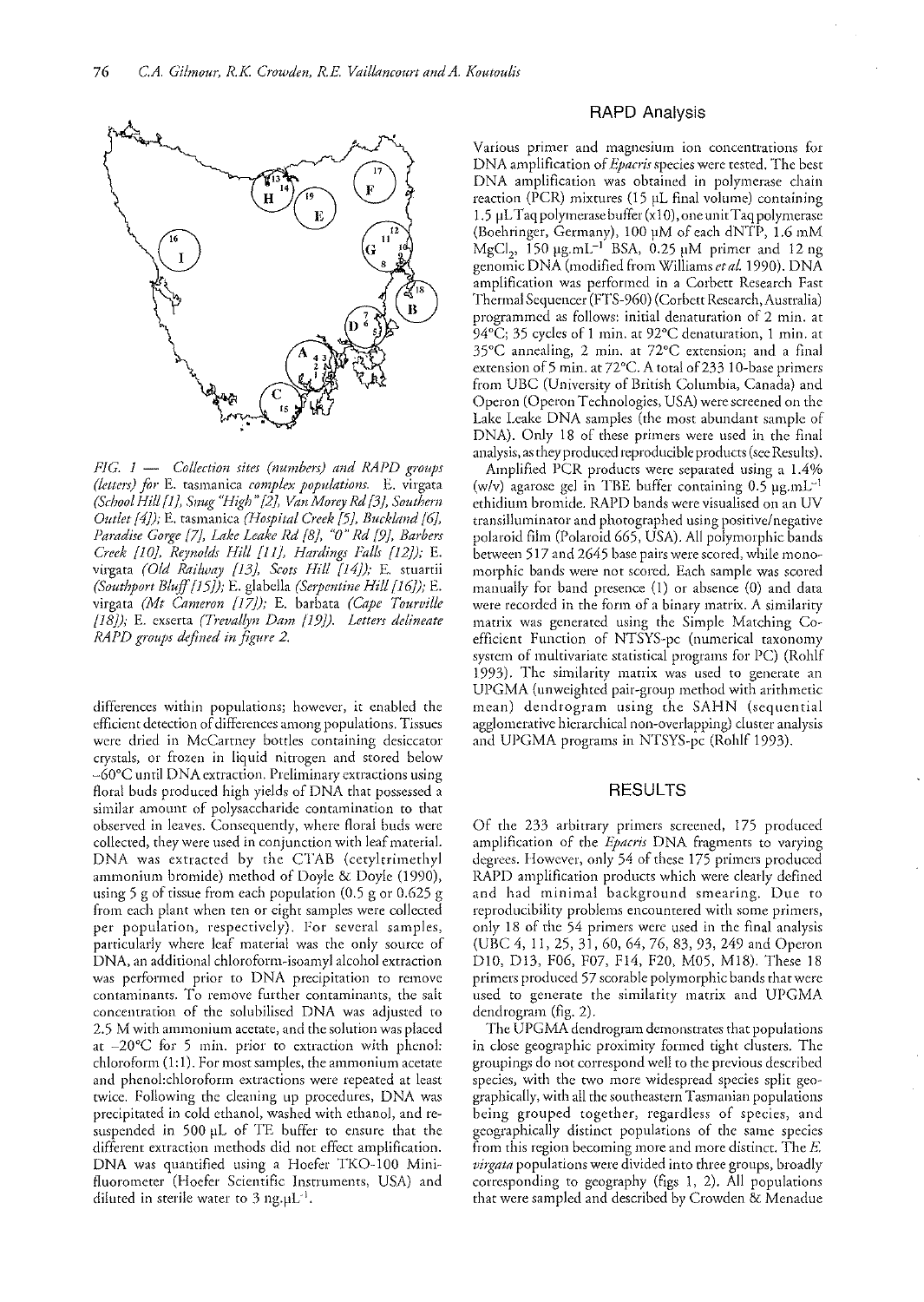*FIG. 1 — Collection sites (numbers) and RAPD groups (letters) for* E. tasmanica *complex populations.* E. virgata *(School Hill [1], Snug "High" [2], Van Morey Rd [3], Southern Outlet [4]);* E. tasmanica *(Hospital Creek [5], Buckland [6], Paradise Gorge [7], Lake Leake Rd [8], "0" Rd [9], Barbers Creek [10], Reynolds Hill [11], Hardings Falls [12]);* E. virgata *(Old Railway [13], Scots Hill [14]);* E. stuartii *(Southport Bluff [15]);* E. glabella *(Serpentine Hill [16]);* E. virgata *(Mt Cameron [17]);* E. barbata *(Cape Tourville [18]);* E. exserta *(Trevallyn Dam [19]). Letters delineate RAPD groups defined in figure 2.*

differences within populations; however, it enabled the efficient detection of differences among populations. Tissues were dried in McCartney bottles containing desiccator crystals, or frozen in liquid nitrogen and stored below −60°C until DNA extraction. Preliminary extractions using floral buds produced high yields of DNA that possessed a similar amount of polysaccharide contamination to that observed in leaves. Consequently, where floral buds were collected, they were used in conjunction with leaf material. DNA was extracted by the CTAB (cetyltrimethyl ammonium bromide) method of Doyle & Doyle (1990), using 5 g of tissue from each population (0.5 g or 0.625 g from each plant when ten or eight samples were collected per population, respectively). For several samples, particularly where leaf material was the only source of DNA, an additional chloroform-isoamyl alcohol extraction was performed prior to DNA precipitation to remove contaminants. To remove further contaminants, the salt concentration of the solubilised DNA was adjusted to 2.5 M with ammonium acetate, and the solution was placed at −20°C for 5 min. prior to extraction with phenol: chloroform (1:1). For most samples, the ammonium acetate and phenol:chloroform extractions were repeated at least twice. Following the cleaning up procedures, DNA was precipitated in cold ethanol, washed with ethanol, and re-suspended in 500 μL of TE buffer to ensure that the different extraction methods did not effect amplification. DNA was quantified using a Hoefer TKO-100 Mini-fluorometer (Hoefer Scientific Instruments, USA) and diluted in sterile water to 3 ng.μL$^{-1}$.

## RAPD Analysis

Various primer and magnesium ion concentrations for DNA amplification of *Epacris* species were tested. The best DNA amplification was obtained in polymerase chain reaction (PCR) mixtures (15 μL final volume) containing 1.5 μL Taq polymerase buffer (x10), one unit Taq polymerase (Boehringer, Germany), 100 μM of each dNTP, 1.6 mM $MgCl_2$, 150 μg.mL$^{-1}$ BSA, 0.25 μM primer and 12 ng genomic DNA (modified from Williams *et al.* 1990). DNA amplification was performed in a Corbett Research Fast Thermal Sequencer (FTS-960) (Corbett Research, Australia) programmed as follows: initial denaturation of 2 min. at 94°C; 35 cycles of 1 min. at 92°C denaturation, 1 min. at 35°C annealing, 2 min. at 72°C extension; and a final extension of 5 min. at 72°C. A total of 233 10-base primers from UBC (University of British Columbia, Canada) and Operon (Operon Technologies, USA) were screened on the Lake Leake DNA samples (the most abundant sample of DNA). Only 18 of these primers were used in the final analysis, as they produced reproducible products (see Results).

Amplified PCR products were separated using a 1.4% (w/v) agarose gel in TBE buffer containing 0.5 μg.mL$^{-1}$ ethidium bromide. RAPD bands were visualised on an UV transilluminator and photographed using positive/negative polaroid film (Polaroid 665, USA). All polymorphic bands between 517 and 2645 base pairs were scored, while monomorphic bands were not scored. Each sample was scored manually for band presence (1) or absence (0) and data were recorded in the form of a binary matrix. A similarity matrix was generated using the Simple Matching Coefficient Function of NTSYS-pc (numerical taxonomy system of multivariate statistical programs for PC) (Rohlf 1993). The similarity matrix was used to generate an UPGMA (unweighted pair-group method with arithmetic mean) dendrogram using the SAHN (sequential agglomerative hierarchical non-overlapping) cluster analysis and UPGMA programs in NTSYS-pc (Rohlf 1993).

# RESULTS

Of the 233 arbitrary primers screened, 175 produced amplification of the *Epacris* DNA fragments to varying degrees. However, only 54 of these 175 primers produced RAPD amplification products which were clearly defined and had minimal background smearing. Due to reproducibility problems encountered with some primers, only 18 of the 54 primers were used in the final analysis (UBC 4, 11, 25, 31, 60, 64, 76, 83, 93, 249 and Operon D10, D13, F06, F07, F14, F20, M05, M18). These 18 primers produced 57 scorable polymorphic bands that were used to generate the similarity matrix and UPGMA dendrogram (fig. 2).

The UPGMA dendrogram demonstrates that populations in close geographic proximity formed tight clusters. The groupings do not correspond well to the previous described species, with the two more widespread species split geographically, with all the southeastern Tasmanian populations being grouped together, regardless of species, and geographically distinct populations of the same species from this region becoming more and more distinct. The *E. virgata* populations were divided into three groups, broadly corresponding to geography (figs 1, 2). All populations that were sampled and described by Crowden & Menadue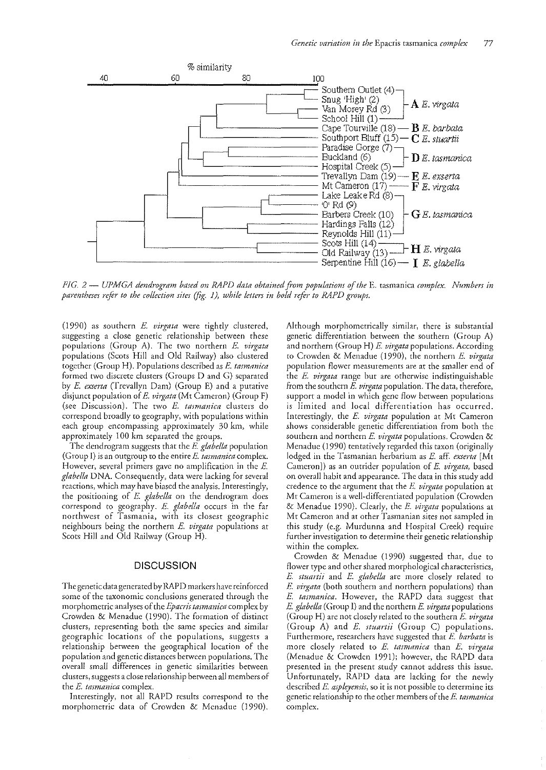FIG. 2 — *UPMGA dendrogram based on RAPD data obtained from populations of the* E. tasmanica *complex. Numbers in parentheses refer to the collection sites (fig. 1), while letters in bold refer to RAPD groups.*

(1990) as southern *E. virgata* were tightly clustered, suggesting a close genetic relationship between these populations (Group A). The two northern *E. virgata* populations (Scots Hill and Old Railway) also clustered together (Group H). Populations described as *E. tasmanica* formed two discrete clusters (Groups D and G) separated by *E. exserta* (Trevallyn Dam) (Group E) and a putative disjunct population of *E. virgata* (Mt Cameron) (Group F) (see Discussion). The two *E. tasmanica* clusters do correspond broadly to geography, with populations within each group encompassing approximately 30 km, while approximately 100 km separated the groups.

The dendrogram suggests that the *E. glabella* population (Group I) is an outgroup to the entire *E. tasmanica* complex. However, several primers gave no amplification in the *E. glabella* DNA. Consequently, data were lacking for several reactions, which may have biased the analysis. Interestingly, the positioning of *E. glabella* on the dendrogram does correspond to geography. *E. glabella* occurs in the far northwest of Tasmania, with its closest geographic neighbours being the northern *E. virgata* populations at Scots Hill and Old Railway (Group H).

## DISCUSSION

The genetic data generated by RAPD markers have reinforced some of the taxonomic conclusions generated through the morphometric analyses of the *Epacris tasmanica* complex by Crowden & Menadue (1990). The formation of distinct clusters, representing both the same species and similar geographic locations of the populations, suggests a relationship between the geographical location of the population and genetic distances between populations. The overall small differences in genetic similarities between clusters, suggests a close relationship between all members of the *E. tasmanica* complex.

Interestingly, not all RAPD results correspond to the morphometric data of Crowden & Menadue (1990). Although morphometrically similar, there is substantial genetic differentiation between the southern (Group A) and northern (Group H) *E. virgata* populations. According to Crowden & Menadue (1990), the northern *E. virgata* population flower measurements are at the smaller end of the *E. virgata* range but are otherwise indistinguishable from the southern *E. virgata* population. The data, therefore, support a model in which gene flow between populations is limited and local differentiation has occurred. Interestingly, the *E. virgata* population at Mt Cameron shows considerable genetic differentiation from both the southern and northern *E. virgata* populations. Crowden & Menadue (1990) tentatively regarded this taxon (originally lodged in the Tasmanian herbarium as *E.* aff. *exserta* [Mt Cameron]) as an outrider population of *E. virgata*, based on overall habit and appearance. The data in this study add credence to the argument that the *E. virgata* population at Mt Cameron is a well-differentiated population (Crowden & Menadue 1990). Clearly, the *E. virgata* populations at Mt Cameron and at other Tasmanian sites not sampled in this study (e.g. Murdunna and Hospital Creek) require further investigation to determine their genetic relationship within the complex.

Crowden & Menadue (1990) suggested that, due to flower type and other shared morphological characteristics, *E. stuartii* and *E. glabella* are more closely related to *E. virgata* (both southern and northern populations) than *E. tasmanica*. However, the RAPD data suggest that *E. glabella* (Group I) and the northern *E. virgata* populations (Group H) are not closely related to the southern *E. virgata* (Group A) and *E. stuartii* (Group C) populations. Furthermore, researchers have suggested that *E. barbata* is more closely related to *E. tasmanica* than *E. virgata* (Menadue & Crowden 1991); however, the RAPD data presented in the present study cannot address this issue. Unfortunately, RAPD data are lacking for the newly described *E. aspleyensis*, so it is not possible to determine its genetic relationship to the other members of the *E. tasmanica* complex.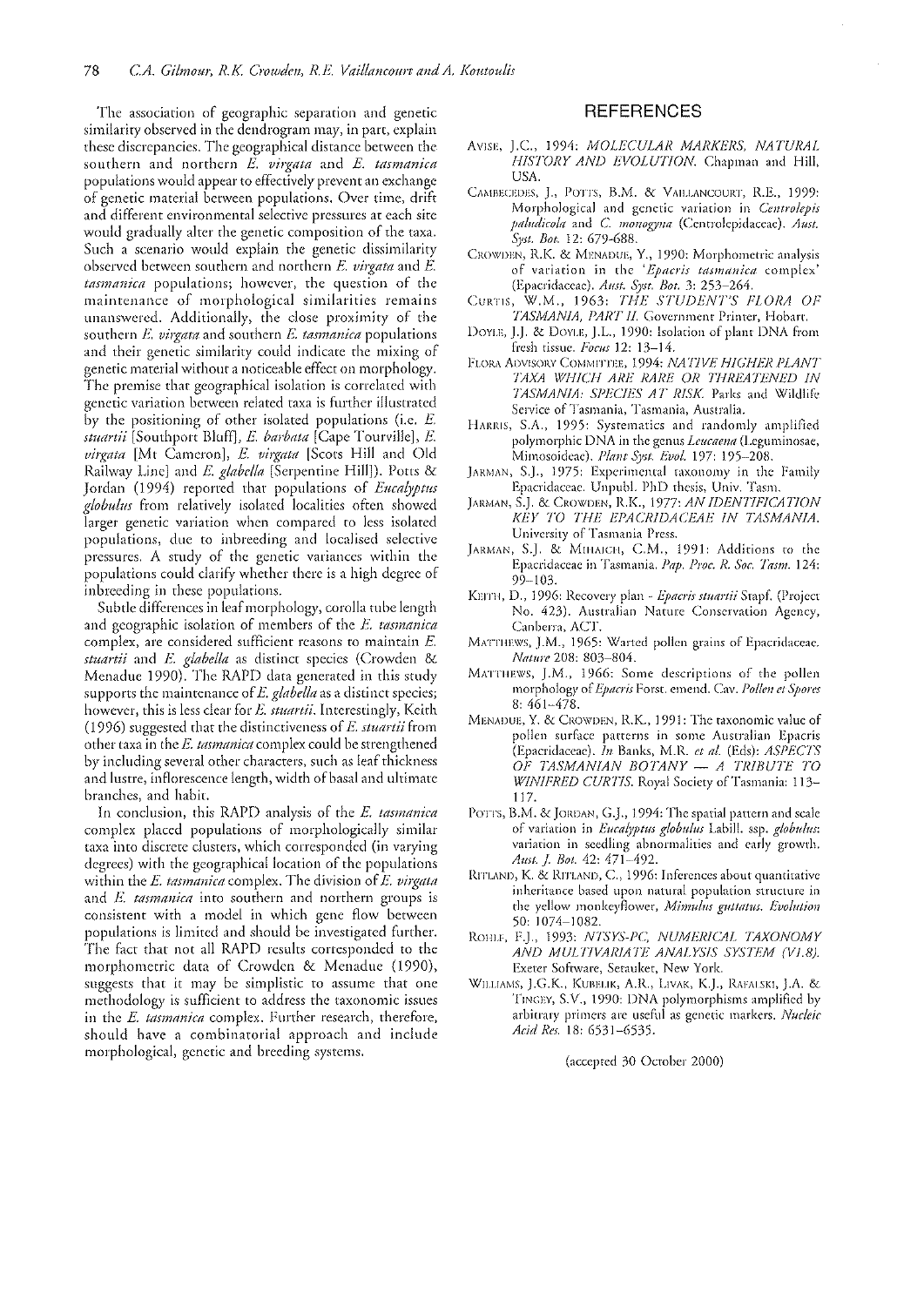The association of geographic separation and genetic similarity observed in the dendrogram may, in part, explain these discrepancies. The geographical distance between the southern and northern *E. virgata* and *E. tasmanica* populations would appear to effectively prevent an exchange of genetic material between populations. Over time, drift and different environmental selective pressures at each site would gradually alter the genetic composition of the taxa. Such a scenario would explain the genetic dissimilarity observed between southern and northern *E. virgata* and *E. tasmanica* populations; however, the question of the maintenance of morphological similarities remains unanswered. Additionally, the close proximity of the southern *E. virgata* and southern *E. tasmanica* populations and their genetic similarity could indicate the mixing of genetic material without a noticeable effect on morphology. The premise that geographical isolation is correlated with genetic variation between related taxa is further illustrated by the positioning of other isolated populations (i.e. *E. stuartii* [Southport Bluff], *E. barbata* [Cape Tourville], *E. virgata* [Mt Cameron], *E. virgata* [Scots Hill and Old Railway Line] and *E. glabella* [Serpentine Hill]). Potts & Jordan (1994) reported that populations of *Eucalyptus globulus* from relatively isolated localities often showed larger genetic variation when compared to less isolated populations, due to inbreeding and localised selective pressures. A study of the genetic variances within the populations could clarify whether there is a high degree of inbreeding in these populations.

Subtle differences in leaf morphology, corolla tube length and geographic isolation of members of the *E. tasmanica* complex, are considered sufficient reasons to maintain *E. stuartii* and *E. glabella* as distinct species (Crowden & Menadue 1990). The RAPD data generated in this study supports the maintenance of *E. glabella* as a distinct species; however, this is less clear for *E. stuartii*. Interestingly, Keith (1996) suggested that the distinctiveness of *E. stuartii* from other taxa in the *E. tasmanica* complex could be strengthened by including several other characters, such as leaf thickness and lustre, inflorescence length, width of basal and ultimate branches, and habit.

In conclusion, this RAPD analysis of the *E. tasmanica* complex placed populations of morphologically similar taxa into discrete clusters, which corresponded (in varying degrees) with the geographical location of the populations within the *E. tasmanica* complex. The division of *E. virgata* and *E. tasmanica* into southern and northern groups is consistent with a model in which gene flow between populations is limited and should be investigated further. The fact that not all RAPD results corresponded to the morphometric data of Crowden & Menadue (1990), suggests that it may be simplistic to assume that one methodology is sufficient to address the taxonomic issues in the *E. tasmanica* complex. Further research, therefore, should have a combinatorial approach and include morphological, genetic and breeding systems.

## REFERENCES

AVISE, J.C., 1994: *MOLECULAR MARKERS, NATURAL HISTORY AND EVOLUTION.* Chapman and Hill, USA.

CAMBECEDES, J., POTTS, B.M. & VAILLANCOURT, R.E., 1999: Morphological and genetic variation in *Centrolepis paludicola* and *C. monogyna* (Centrolepidaceae). *Aust. Syst. Bot.* 12: 679–688.

CROWDEN, R.K. & MENADUE, Y., 1990: Morphometric analysis of variation in the '*Epacris tasmanica* complex' (Epacridaceae). *Aust. Syst. Bot.* 3: 253–264.

CURTIS, W.M., 1963: *THE STUDENT'S FLORA OF TASMANIA, PART II.* Government Printer, Hobart.

DOYLE, J.J. & DOYLE, J.L., 1990: Isolation of plant DNA from fresh tissue. *Focus* 12: 13–14.

FLORA ADVISORY COMMITTEE, 1994: *NATIVE HIGHER PLANT TAXA WHICH ARE RARE OR THREATENED IN TASMANIA: SPECIES AT RISK.* Parks and Wildlife Service of Tasmania, Tasmania, Australia.

HARRIS, S.A., 1995: Systematics and randomly amplified polymorphic DNA in the genus *Leucaena* (Leguminosae, Mimosoideae). *Plant Syst. Evol.* 197: 195–208.

JARMAN, S.J., 1975: Experimental taxonomy in the Family Epacridaceae. Unpubl. PhD thesis, Univ. Tasm.

JARMAN, S.J. & CROWDEN, R.K., 1977: *AN IDENTIFICATION KEY TO THE EPACRIDACEAE IN TASMANIA.* University of Tasmania Press.

JARMAN, S.J. & MIHAICH, C.M., 1991: Additions to the Epacridaceae in Tasmania. *Pap. Proc. R. Soc. Tasm.* 124: 99–103.

KEITH, D., 1996: Recovery plan - *Epacris stuartii* Stapf. (Project No. 423). Australian Nature Conservation Agency, Canberra, ACT.

MATTHEWS, J.M., 1965: Warted pollen grains of Epacridaceae. *Nature* 208: 803–804.

MATTHEWS, J.M., 1966: Some descriptions of the pollen morphology of *Epacris* Forst. emend. Cav. *Pollen et Spores* 8: 461–478.

MENADUE, Y. & CROWDEN, R.K., 1991: The taxonomic value of pollen surface patterns in some Australian Epacris (Epacridaceae). *In* Banks, M.R. *et al.* (Eds): *ASPECTS OF TASMANIAN BOTANY — A TRIBUTE TO WINIFRED CURTIS.* Royal Society of Tasmania: 113–117.

POTTS, B.M. & JORDAN, G.J., 1994: The spatial pattern and scale of variation in *Eucalyptus globulus* Labill. ssp. *globulus*: variation in seedling abnormalities and early growth. *Aust. J. Bot.* 42: 471–492.

RITLAND, K. & RITLAND, C., 1996: Inferences about quantitative inheritance based upon natural population structure in the yellow monkeyflower, *Mimulus guttatus*. *Evolution* 50: 1074–1082.

ROHLF, F.J., 1993: *NTSYS-PC, NUMERICAL TAXONOMY AND MULTIVARIATE ANALYSIS SYSTEM (V1.8).* Exeter Software, Setauket, New York.

WILLIAMS, J.G.K., KUBELIK, A.R., LIVAK, K.J., RAFALSKI, J.A. & TINGEY, S.V., 1990: DNA polymorphisms amplified by arbitrary primers are useful as genetic markers. *Nucleic Acid Res.* 18: 6531–6535.

(accepted 30 October 2000)